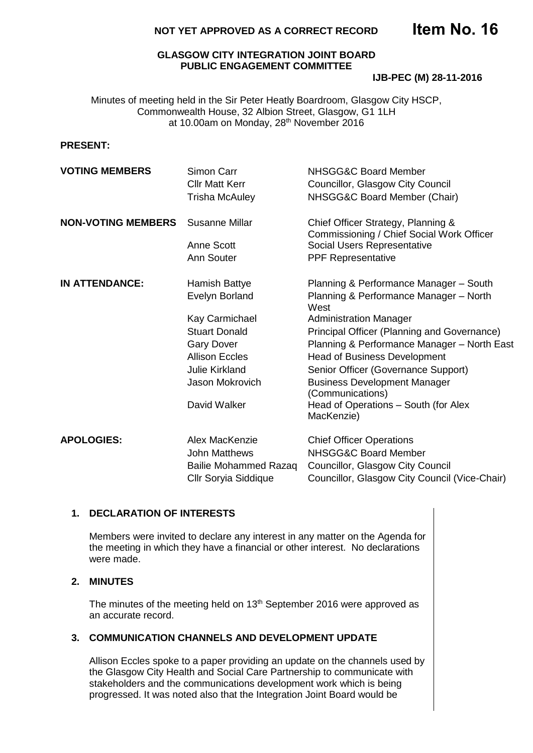**NOT YET APPROVED AS A CORRECT RECORD** **Item No. 16**

**GLASGOW CITY INTEGRATION JOINT BOARD**
**PUBLIC ENGAGEMENT COMMITTEE**

**IJB-PEC (M) 28-11-2016**

Minutes of meeting held in the Sir Peter Heatly Boardroom, Glasgow City HSCP, Commonwealth House, 32 Albion Street, Glasgow, G1 1LH at 10.00am on Monday, 28th November 2016

**PRESENT:**

| | | |
|---|---|---|
| **VOTING MEMBERS** | Simon Carr | NHSGG&C Board Member |
| | Cllr Matt Kerr | Councillor, Glasgow City Council |
| | Trisha McAuley | NHSGG&C Board Member (Chair) |
| **NON-VOTING MEMBERS** | Susanne Millar | Chief Officer Strategy, Planning & Commissioning / Chief Social Work Officer |
| | Anne Scott | Social Users Representative |
| | Ann Souter | PPF Representative |
| **IN ATTENDANCE:** | Hamish Battye | Planning & Performance Manager – South |
| | Evelyn Borland | Planning & Performance Manager – North West |
| | Kay Carmichael | Administration Manager |
| | Stuart Donald | Principal Officer (Planning and Governance) |
| | Gary Dover | Planning & Performance Manager – North East |
| | Allison Eccles | Head of Business Development |
| | Julie Kirkland | Senior Officer (Governance Support) |
| | Jason Mokrovich | Business Development Manager (Communications) |
| | David Walker | Head of Operations – South (for Alex MacKenzie) |
| **APOLOGIES:** | Alex MacKenzie | Chief Officer Operations |
| | John Matthews | NHSGG&C Board Member |
| | Bailie Mohammed Razaq | Councillor, Glasgow City Council |
| | Cllr Soryia Siddique | Councillor, Glasgow City Council (Vice-Chair) |

**1. DECLARATION OF INTERESTS**

Members were invited to declare any interest in any matter on the Agenda for the meeting in which they have a financial or other interest. No declarations were made.

**2. MINUTES**

The minutes of the meeting held on 13th September 2016 were approved as an accurate record.

**3. COMMUNICATION CHANNELS AND DEVELOPMENT UPDATE**

Allison Eccles spoke to a paper providing an update on the channels used by the Glasgow City Health and Social Care Partnership to communicate with stakeholders and the communications development work which is being progressed. It was noted also that the Integration Joint Board would be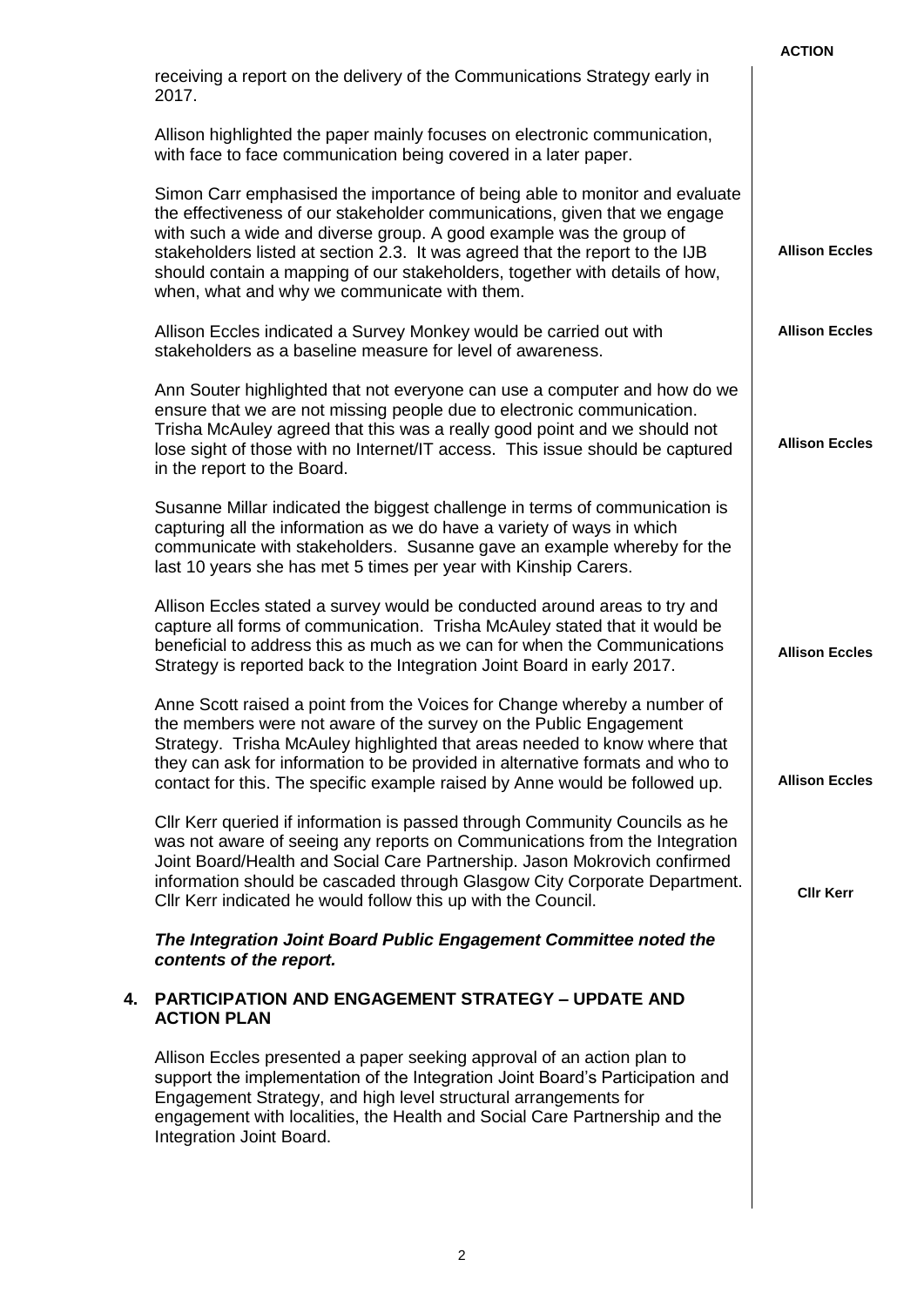| | ACTION |
|---|---|
| receiving a report on the delivery of the Communications Strategy early in 2017. | |
| Allison highlighted the paper mainly focuses on electronic communication, with face to face communication being covered in a later paper. | |
| Simon Carr emphasised the importance of being able to monitor and evaluate the effectiveness of our stakeholder communications, given that we engage with such a wide and diverse group. A good example was the group of stakeholders listed at section 2.3. It was agreed that the report to the IJB should contain a mapping of our stakeholders, together with details of how, when, what and why we communicate with them. | **Allison Eccles** |
| Allison Eccles indicated a Survey Monkey would be carried out with stakeholders as a baseline measure for level of awareness. | **Allison Eccles** |
| Ann Souter highlighted that not everyone can use a computer and how do we ensure that we are not missing people due to electronic communication. Trisha McAuley agreed that this was a really good point and we should not lose sight of those with no Internet/IT access. This issue should be captured in the report to the Board. | **Allison Eccles** |
| Susanne Millar indicated the biggest challenge in terms of communication is capturing all the information as we do have a variety of ways in which communicate with stakeholders. Susanne gave an example whereby for the last 10 years she has met 5 times per year with Kinship Carers. | |
| Allison Eccles stated a survey would be conducted around areas to try and capture all forms of communication. Trisha McAuley stated that it would be beneficial to address this as much as we can for when the Communications Strategy is reported back to the Integration Joint Board in early 2017. | **Allison Eccles** |
| Anne Scott raised a point from the Voices for Change whereby a number of the members were not aware of the survey on the Public Engagement Strategy. Trisha McAuley highlighted that areas needed to know where that they can ask for information to be provided in alternative formats and who to contact for this. The specific example raised by Anne would be followed up. | **Allison Eccles** |
| Cllr Kerr queried if information is passed through Community Councils as he was not aware of seeing any reports on Communications from the Integration Joint Board/Health and Social Care Partnership. Jason Mokrovich confirmed information should be cascaded through Glasgow City Corporate Department. Cllr Kerr indicated he would follow this up with the Council. | **Cllr Kerr** |
| ***The Integration Joint Board Public Engagement Committee noted the contents of the report.*** | |

## 4. PARTICIPATION AND ENGAGEMENT STRATEGY – UPDATE AND ACTION PLAN

Allison Eccles presented a paper seeking approval of an action plan to support the implementation of the Integration Joint Board's Participation and Engagement Strategy, and high level structural arrangements for engagement with localities, the Health and Social Care Partnership and the Integration Joint Board.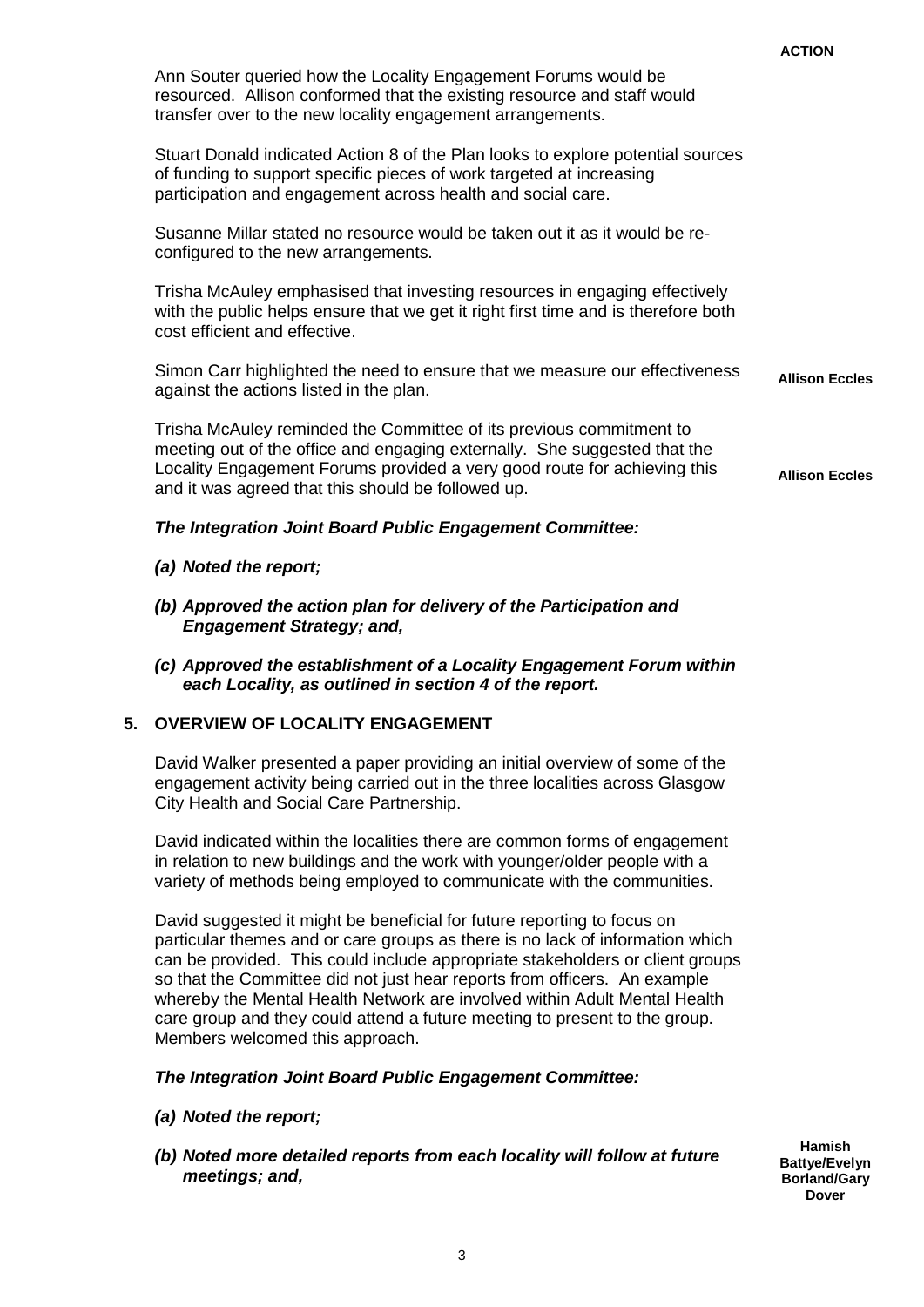**ACTION**

Ann Souter queried how the Locality Engagement Forums would be resourced. Allison conformed that the existing resource and staff would transfer over to the new locality engagement arrangements.

Stuart Donald indicated Action 8 of the Plan looks to explore potential sources of funding to support specific pieces of work targeted at increasing participation and engagement across health and social care.

Susanne Millar stated no resource would be taken out it as it would be re-configured to the new arrangements.

Trisha McAuley emphasised that investing resources in engaging effectively with the public helps ensure that we get it right first time and is therefore both cost efficient and effective.

Simon Carr highlighted the need to ensure that we measure our effectiveness against the actions listed in the plan. — **Allison Eccles**

Trisha McAuley reminded the Committee of its previous commitment to meeting out of the office and engaging externally. She suggested that the Locality Engagement Forums provided a very good route for achieving this and it was agreed that this should be followed up. — **Allison Eccles**

***The Integration Joint Board Public Engagement Committee:***

***(a) Noted the report;***

***(b) Approved the action plan for delivery of the Participation and Engagement Strategy; and,***

***(c) Approved the establishment of a Locality Engagement Forum within each Locality, as outlined in section 4 of the report.***

## 5. OVERVIEW OF LOCALITY ENGAGEMENT

David Walker presented a paper providing an initial overview of some of the engagement activity being carried out in the three localities across Glasgow City Health and Social Care Partnership.

David indicated within the localities there are common forms of engagement in relation to new buildings and the work with younger/older people with a variety of methods being employed to communicate with the communities.

David suggested it might be beneficial for future reporting to focus on particular themes and or care groups as there is no lack of information which can be provided. This could include appropriate stakeholders or client groups so that the Committee did not just hear reports from officers. An example whereby the Mental Health Network are involved within Adult Mental Health care group and they could attend a future meeting to present to the group. Members welcomed this approach.

***The Integration Joint Board Public Engagement Committee:***

***(a) Noted the report;***

***(b) Noted more detailed reports from each locality will follow at future meetings; and,*** — **Hamish Battye/Evelyn Borland/Gary Dover**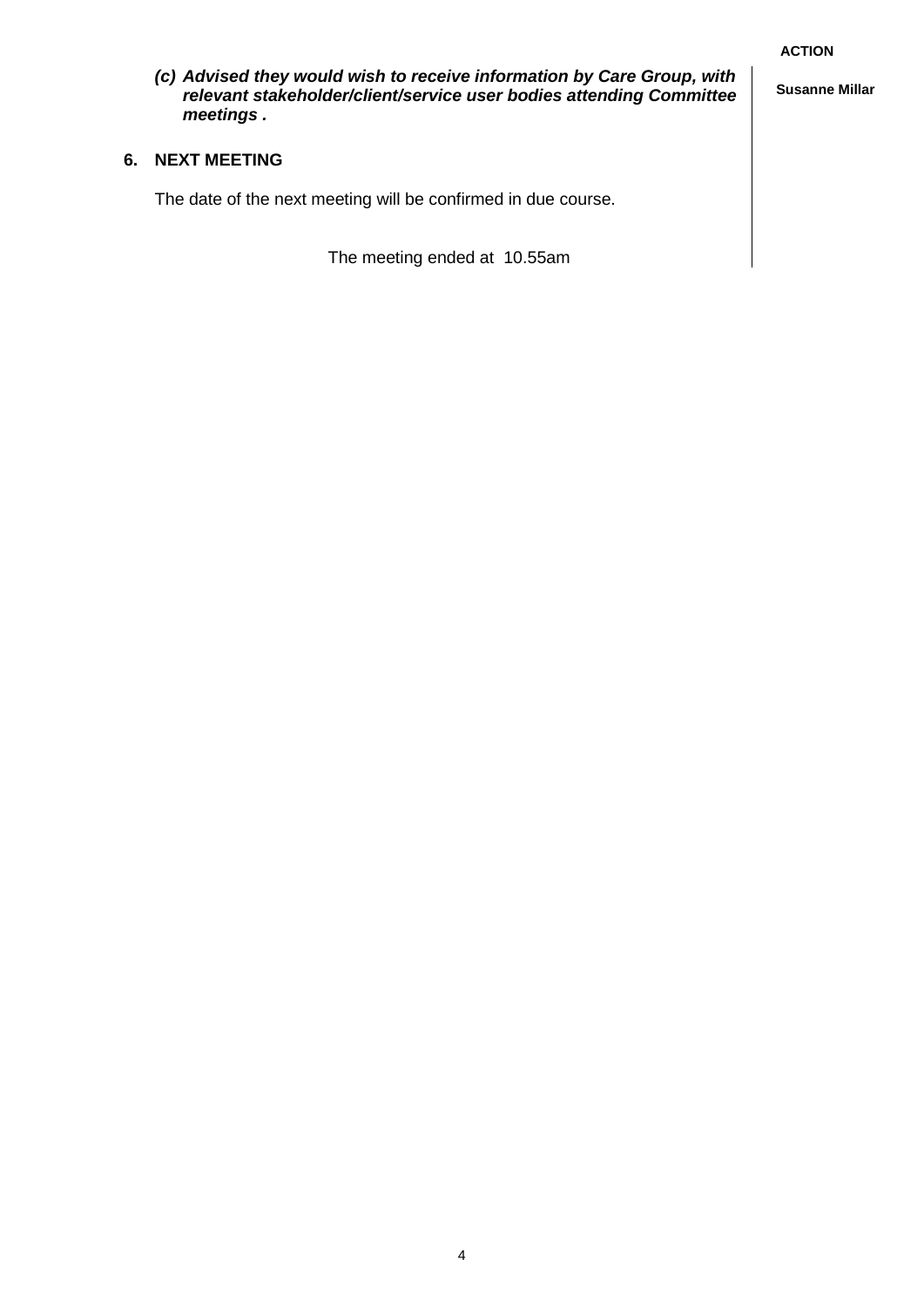ACTION

***(c) Advised they would wish to receive information by Care Group, with relevant stakeholder/client/service user bodies attending Committee meetings .*** **Susanne Millar**

**6. NEXT MEETING**

The date of the next meeting will be confirmed in due course.

The meeting ended at 10.55am